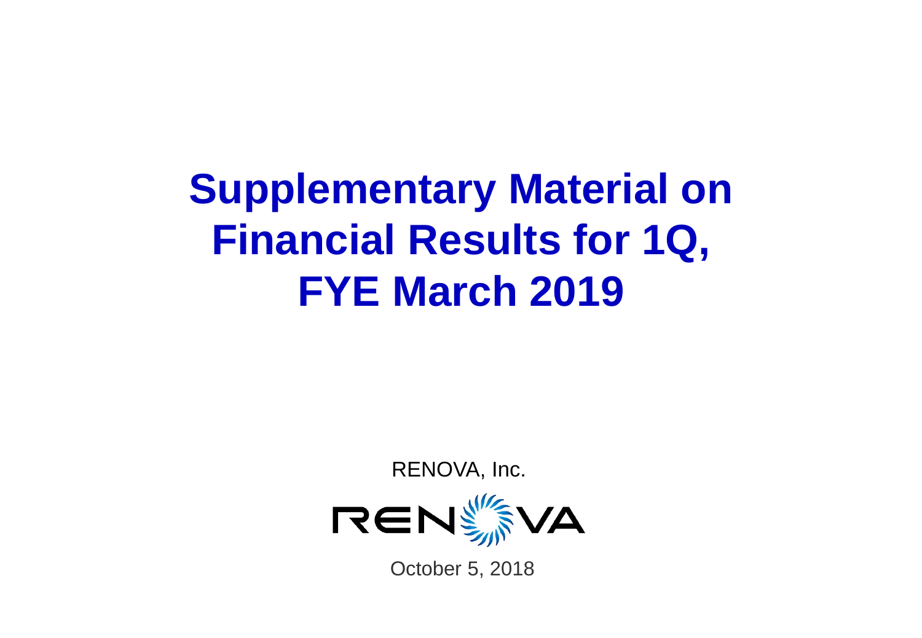# Supplementary Material on Financial Results for 1Q, FYE March 2019

RENOVA, Inc.

October 5, 2018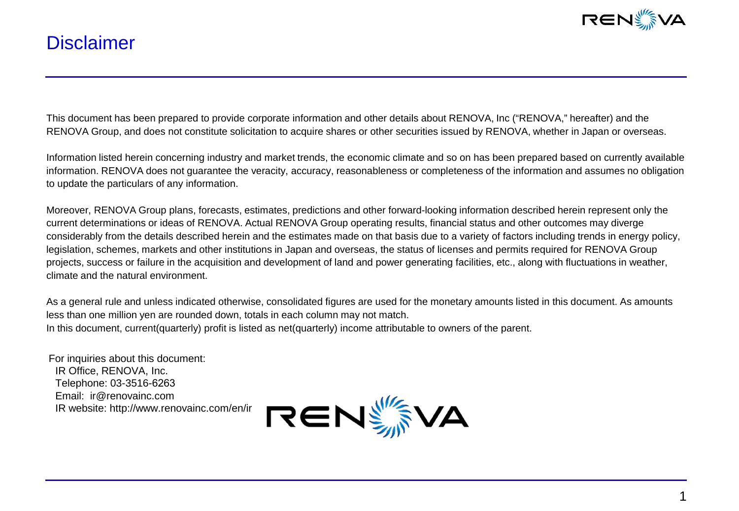# Disclaimer

This document has been prepared to provide corporate information and other details about RENOVA, Inc ("RENOVA," hereafter) and the RENOVA Group, and does not constitute solicitation to acquire shares or other securities issued by RENOVA, whether in Japan or overseas.

Information listed herein concerning industry and market trends, the economic climate and so on has been prepared based on currently available information. RENOVA does not guarantee the veracity, accuracy, reasonableness or completeness of the information and assumes no obligation to update the particulars of any information.

Moreover, RENOVA Group plans, forecasts, estimates, predictions and other forward-looking information described herein represent only the current determinations or ideas of RENOVA. Actual RENOVA Group operating results, financial status and other outcomes may diverge considerably from the details described herein and the estimates made on that basis due to a variety of factors including trends in energy policy, legislation, schemes, markets and other institutions in Japan and overseas, the status of licenses and permits required for RENOVA Group projects, success or failure in the acquisition and development of land and power generating facilities, etc., along with fluctuations in weather, climate and the natural environment.

As a general rule and unless indicated otherwise, consolidated figures are used for the monetary amounts listed in this document. As amounts less than one million yen are rounded down, totals in each column may not match.
In this document, current(quarterly) profit is listed as net(quarterly) income attributable to owners of the parent.

For inquiries about this document:
IR Office, RENOVA, Inc.
Telephone: 03-3516-6263
Email: ir@renovainc.com
IR website: http://www.renovainc.com/en/ir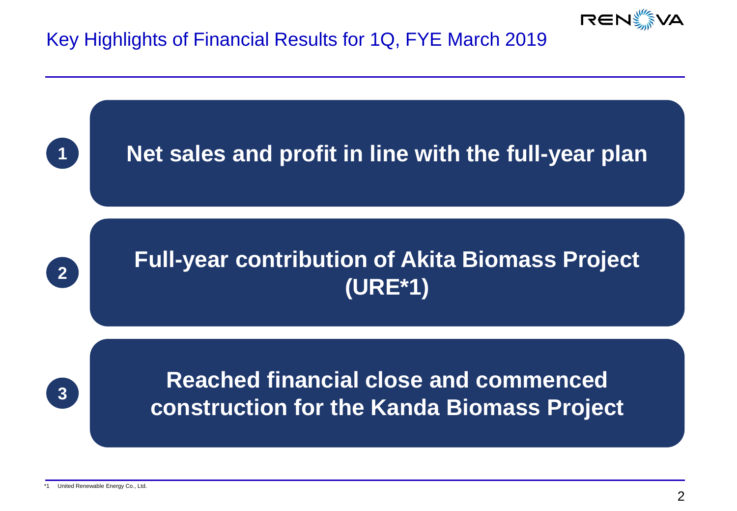# Key Highlights of Financial Results for 1Q, FYE March 2019

1. **Net sales and profit in line with the full-year plan**

2. **Full-year contribution of Akita Biomass Project (URE*1)**

3. **Reached financial close and commenced construction for the Kanda Biomass Project**

*1 United Renewable Energy Co., Ltd.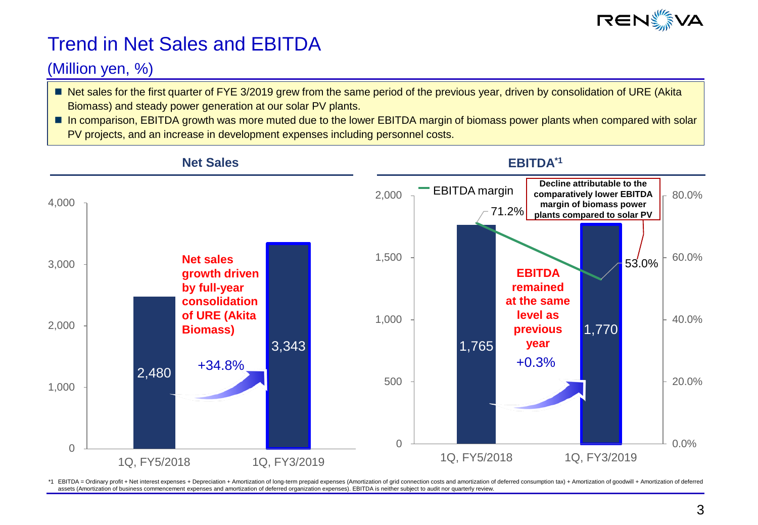# Trend in Net Sales and EBITDA

## (Million yen, %)

- Net sales for the first quarter of FYE 3/2019 grew from the same period of the previous year, driven by consolidation of URE (Akita Biomass) and steady power generation at our solar PV plants.
- In comparison, EBITDA growth was more muted due to the lower EBITDA margin of biomass power plants when compared with solar PV projects, and an increase in development expenses including personnel costs.

### Net Sales

| | 1Q, FY5/2018 | 1Q, FY3/2019 |
|---|---|---|
| Net Sales | 2,480 | 3,343 |

+34.8%

**Net sales growth driven by full-year consolidation of URE (Akita Biomass)**

### EBITDA[*1]

| | 1Q, FY5/2018 | 1Q, FY3/2019 |
|---|---|---|
| EBITDA | 1,765 | 1,770 |
| EBITDA margin | 71.2% | 53.0% |

+0.3%

**EBITDA remained at the same level as previous year**

**Decline attributable to the comparatively lower EBITDA margin of biomass power plants compared to solar PV**

*1 EBITDA = Ordinary profit + Net interest expenses + Depreciation + Amortization of long-term prepaid expenses (Amortization of grid connection costs and amortization of deferred consumption tax) + Amortization of goodwill + Amortization of deferred assets (Amortization of business commencement expenses and amortization of deferred organization expenses). EBITDA is neither subject to audit nor quarterly review.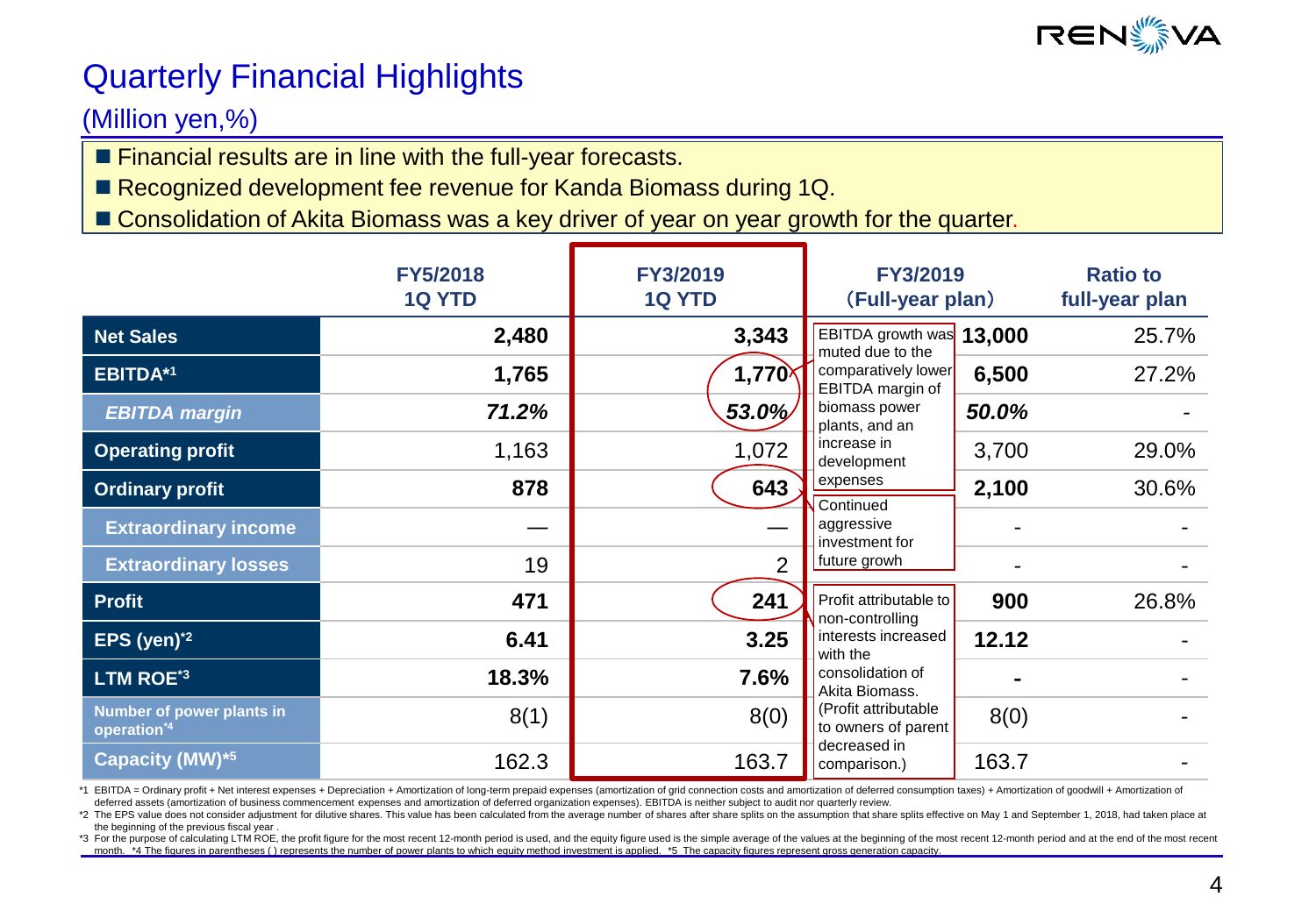# Quarterly Financial Highlights

(Million yen,%)

- Financial results are in line with the full-year forecasts.
- Recognized development fee revenue for Kanda Biomass during 1Q.
- Consolidation of Akita Biomass was a key driver of year on year growth for the quarter.

| | FY5/2018 1Q YTD | FY3/2019 1Q YTD | | FY3/2019 (Full-year plan) | Ratio to full-year plan |
|---|---|---|---|---|---|
| **Net Sales** | **2,480** | **3,343** | EBITDA growth was muted due to the comparatively lower EBITDA margin of biomass power plants, and an increase in development expenses | **13,000** | 25.7% |
| **EBITDA*1** | **1,765** | **1,770** | | **6,500** | 27.2% |
| ***EBITDA margin*** | ***71.2%*** | ***53.0%*** | | ***50.0%*** | - |
| **Operating profit** | 1,163 | 1,072 | | 3,700 | 29.0% |
| **Ordinary profit** | **878** | **643** | | **2,100** | 30.6% |
| **Extraordinary income** | — | — | Continued aggressive investment for future growh | - | - |
| **Extraordinary losses** | 19 | 2 | | - | - |
| **Profit** | **471** | **241** | Profit attributable to non-controlling interests increased with the consolidation of Akita Biomass. (Profit attributable to owners of parent decreased in comparison.) | **900** | 26.8% |
| **EPS (yen)*2** | **6.41** | **3.25** | | **12.12** | - |
| **LTM ROE*3** | **18.3%** | **7.6%** | | **-** | - |
| **Number of power plants in operation*4** | 8(1) | 8(0) | | 8(0) | - |
| **Capacity (MW)*5** | 162.3 | 163.7 | | 163.7 | - |

*1 EBITDA = Ordinary profit + Net interest expenses + Depreciation + Amortization of long-term prepaid expenses (amortization of grid connection costs and amortization of deferred consumption taxes) + Amortization of goodwill + Amortization of deferred assets (amortization of business commencement expenses and amortization of deferred organization expenses). EBITDA is neither subject to audit nor quarterly review.

*2 The EPS value does not consider adjustment for dilutive shares. This value has been calculated from the average number of shares after share splits on the assumption that share splits effective on May 1 and September 1, 2018, had taken place at the beginning of the previous fiscal year .

*3 For the purpose of calculating LTM ROE, the profit figure for the most recent 12-month period is used, and the equity figure used is the simple average of the values at the beginning of the most recent 12-month period and at the end of the most recent month. *4 The figures in parentheses ( ) represents the number of power plants to which equity method investment is applied. *5 The capacity figures represent gross generation capacity.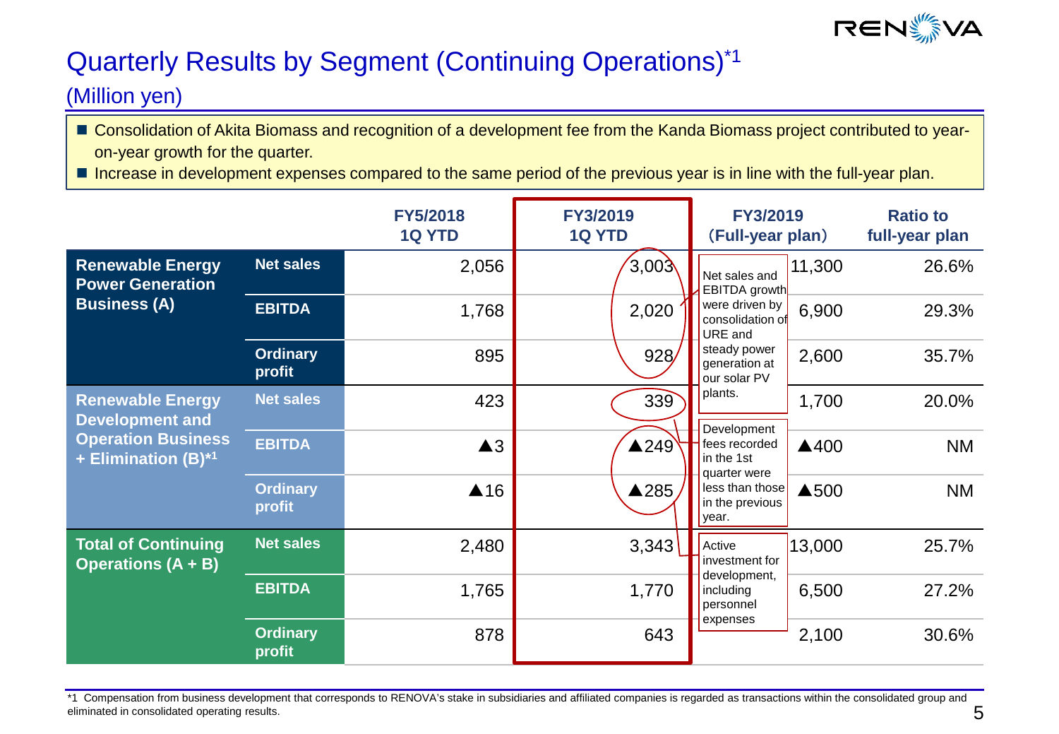# Quarterly Results by Segment (Continuing Operations)[*1]

## (Million yen)

- Consolidation of Akita Biomass and recognition of a development fee from the Kanda Biomass project contributed to year-on-year growth for the quarter.
- Increase in development expenses compared to the same period of the previous year is in line with the full-year plan.

| | | FY5/2018 1Q YTD | FY3/2019 1Q YTD | FY3/2019 (Full-year plan) | Ratio to full-year plan |
|---|---|---|---|---|---|
| Renewable Energy Power Generation Business (A) | Net sales | 2,056 | 3,003 | 11,300 | 26.6% |
| | EBITDA | 1,768 | 2,020 | 6,900 | 29.3% |
| | Ordinary profit | 895 | 928 | 2,600 | 35.7% |
| Renewable Energy Development and Operation Business + Elimination (B)[*1] | Net sales | 423 | 339 | 1,700 | 20.0% |
| | EBITDA | ▲3 | ▲249 | ▲400 | NM |
| | Ordinary profit | ▲16 | ▲285 | ▲500 | NM |
| Total of Continuing Operations (A + B) | Net sales | 2,480 | 3,343 | 13,000 | 25.7% |
| | EBITDA | 1,765 | 1,770 | 6,500 | 27.2% |
| | Ordinary profit | 878 | 643 | 2,100 | 30.6% |

Net sales and EBITDA growth were driven by consolidation of URE and steady power generation at our solar PV plants.

Development fees recorded in the 1st quarter were less than those in the previous year.

Active investment for development, including personnel expenses

*1 Compensation from business development that corresponds to RENOVA's stake in subsidiaries and affiliated companies is regarded as transactions within the consolidated group and eliminated in consolidated operating results.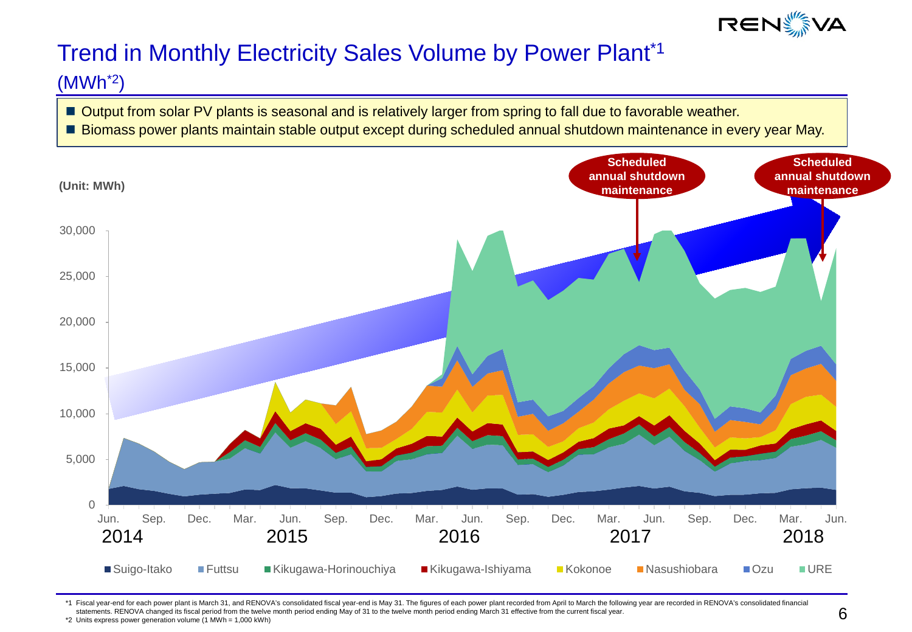# Trend in Monthly Electricity Sales Volume by Power Plant[*1]

(MWh[*2])

- Output from solar PV plants is seasonal and is relatively larger from spring to fall due to favorable weather.
- Biomass power plants maintain stable output except during scheduled annual shutdown maintenance in every year May.

(Unit: MWh)

Scheduled annual shutdown maintenance

Scheduled annual shutdown maintenance

30,000
25,000
20,000
15,000
10,000
5,000
0

Jun. Sep. Dec. Mar. Jun. Sep. Dec. Mar. Jun. Sep. Dec. Mar. Jun. Sep. Dec. Mar. Jun.

2014 2015 2016 2017 2018

Suigo-Itako, Futtsu, Kikugawa-Horinouchiya, Kikugawa-Ishiyama, Kokonoe, Nasushiobara, Ozu, URE

*1 Fiscal year-end for each power plant is March 31, and RENOVA's consolidated fiscal year-end is May 31. The figures of each power plant recorded from April to March the following year are recorded in RENOVA's consolidated financial statements. RENOVA changed its fiscal period from the twelve month period ending May of 31 to the twelve month period ending March 31 effective from the current fiscal year.

*2 Units express power generation volume (1 MWh = 1,000 kWh)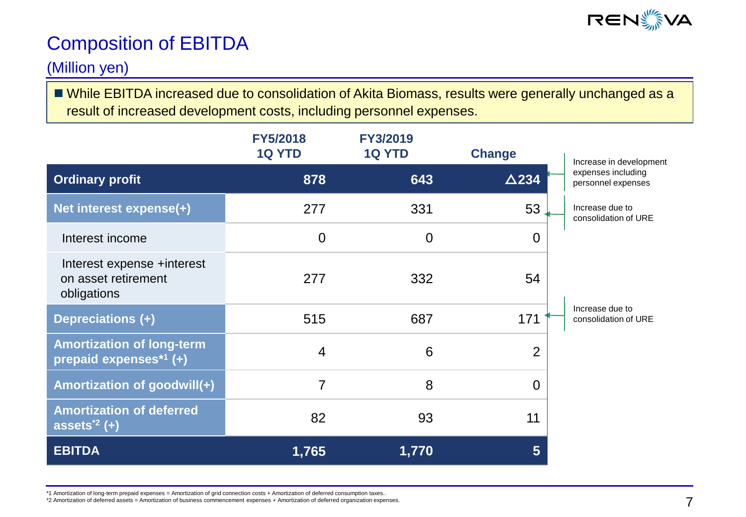# Composition of EBITDA

(Million yen)

■ While EBITDA increased due to consolidation of Akita Biomass, results were generally unchanged as a result of increased development costs, including personnel expenses.

| | FY5/2018 1Q YTD | FY3/2019 1Q YTD | Change | |
|---|---|---|---|---|
| **Ordinary profit** | **878** | **643** | **△234** | Increase in development expenses including personnel expenses |
| **Net interest expense(+)** | 277 | 331 | 53 | Increase due to consolidation of URE |
| Interest income | 0 | 0 | 0 | |
| Interest expense +interest on asset retirement obligations | 277 | 332 | 54 | |
| **Depreciations (+)** | 515 | 687 | 171 | Increase due to consolidation of URE |
| **Amortization of long-term prepaid expenses*1 (+)** | 4 | 6 | 2 | |
| **Amortization of goodwill(+)** | 7 | 8 | 0 | |
| **Amortization of deferred assets*2 (+)** | 82 | 93 | 11 | |
| **EBITDA** | **1,765** | **1,770** | **5** | |

*1 Amortization of long-term prepaid expenses = Amortization of grid connection costs + Amortization of deferred consumption taxes..

*2 Amortization of deferred assets = Amortization of business commencement expenses + Amortization of deferred organization expenses.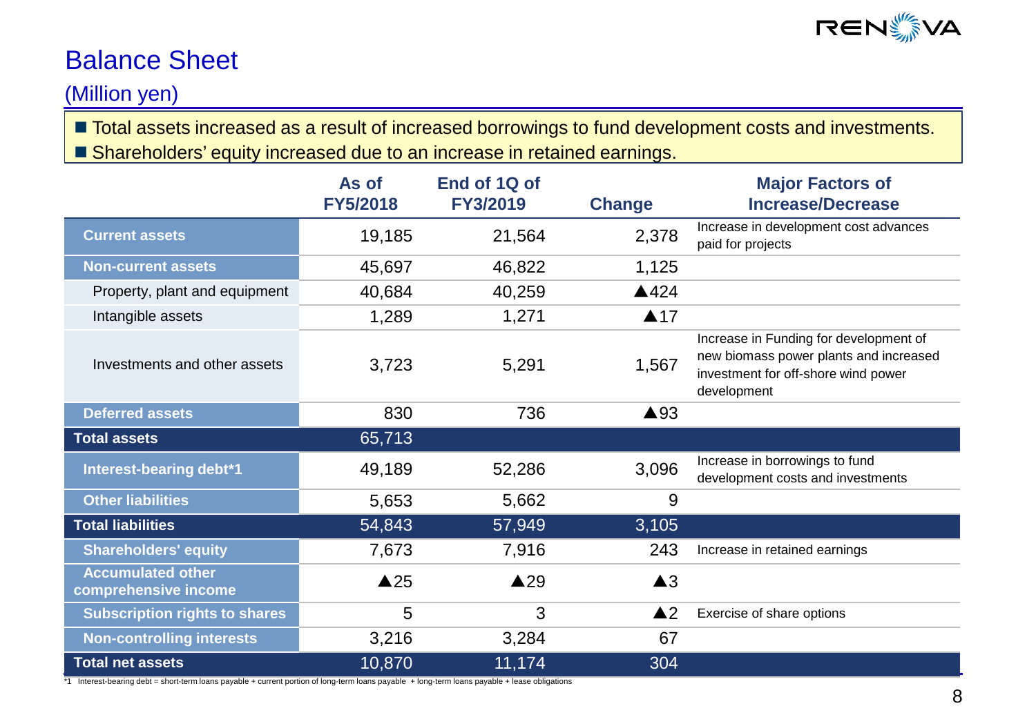# Balance Sheet

(Million yen)

- Total assets increased as a result of increased borrowings to fund development costs and investments.
- Shareholders' equity increased due to an increase in retained earnings.

| | As of FY5/2018 | End of 1Q of FY3/2019 | Change | Major Factors of Increase/Decrease |
|---|---|---|---|---|
| **Current assets** | 19,185 | 21,564 | 2,378 | Increase in development cost advances paid for projects |
| **Non-current assets** | 45,697 | 46,822 | 1,125 | |
| Property, plant and equipment | 40,684 | 40,259 | ▲424 | |
| Intangible assets | 1,289 | 1,271 | ▲17 | |
| Investments and other assets | 3,723 | 5,291 | 1,567 | Increase in Funding for development of new biomass power plants and increased investment for off-shore wind power development |
| **Deferred assets** | 830 | 736 | ▲93 | |
| **Total assets** | 65,713 | | | |
| **Interest-bearing debt*1** | 49,189 | 52,286 | 3,096 | Increase in borrowings to fund development costs and investments |
| **Other liabilities** | 5,653 | 5,662 | 9 | |
| **Total liabilities** | 54,843 | 57,949 | 3,105 | |
| **Shareholders' equity** | 7,673 | 7,916 | 243 | Increase in retained earnings |
| **Accumulated other comprehensive income** | ▲25 | ▲29 | ▲3 | |
| **Subscription rights to shares** | 5 | 3 | ▲2 | Exercise of share options |
| **Non-controlling interests** | 3,216 | 3,284 | 67 | |
| **Total net assets** | 10,870 | 11,174 | 304 | |

*1 Interest-bearing debt = short-term loans payable + current portion of long-term loans payable + long-term loans payable + lease obligations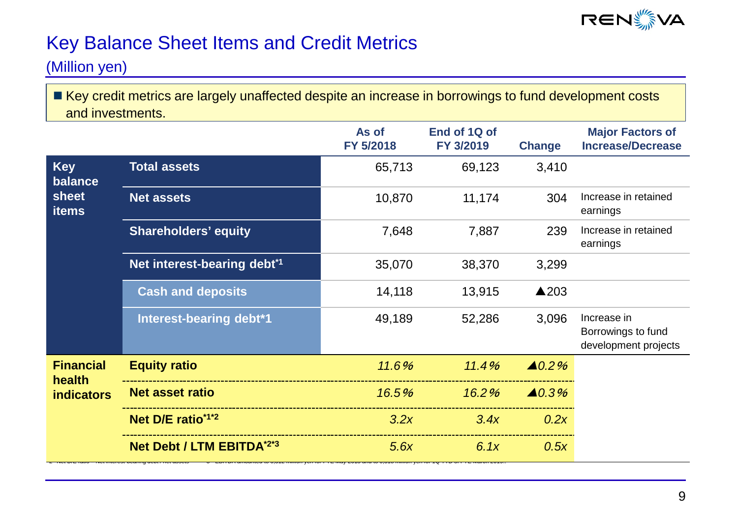# Key Balance Sheet Items and Credit Metrics

## (Million yen)

■ Key credit metrics are largely unaffected despite an increase in borrowings to fund development costs and investments.

| | | As of FY 5/2018 | End of 1Q of FY 3/2019 | Change | Major Factors of Increase/Decrease |
|---|---|---|---|---|---|
| **Key balance sheet items** | **Total assets** | 65,713 | 69,123 | 3,410 | |
| | **Net assets** | 10,870 | 11,174 | 304 | Increase in retained earnings |
| | **Shareholders' equity** | 7,648 | 7,887 | 239 | Increase in retained earnings |
| | **Net interest-bearing debt*1** | 35,070 | 38,370 | 3,299 | |
| | **Cash and deposits** | 14,118 | 13,915 | ▲203 | |
| | **Interest-bearing debt*1** | 49,189 | 52,286 | 3,096 | Increase in Borrowings to fund development projects |
| **Financial health indicators** | **Equity ratio** | *11.6%* | *11.4%* | *▲0.2%* | |
| | **Net asset ratio** | *16.5%* | *16.2%* | *▲0.3%* | |
| | **Net D/E ratio*1*2** | *3.2x* | *3.4x* | *0.2x* | |
| | **Net Debt / LTM EBITDA*2*3** | *5.6x* | *6.1x* | *0.5x* | |

*2 Net D/E ratio = Net interest-bearing debt / Net assets *3 EBITDA amounted to 6,312 million yen for FYE May 2018 and to 6,310 million yen for 1Q FYE of FYE March 2019.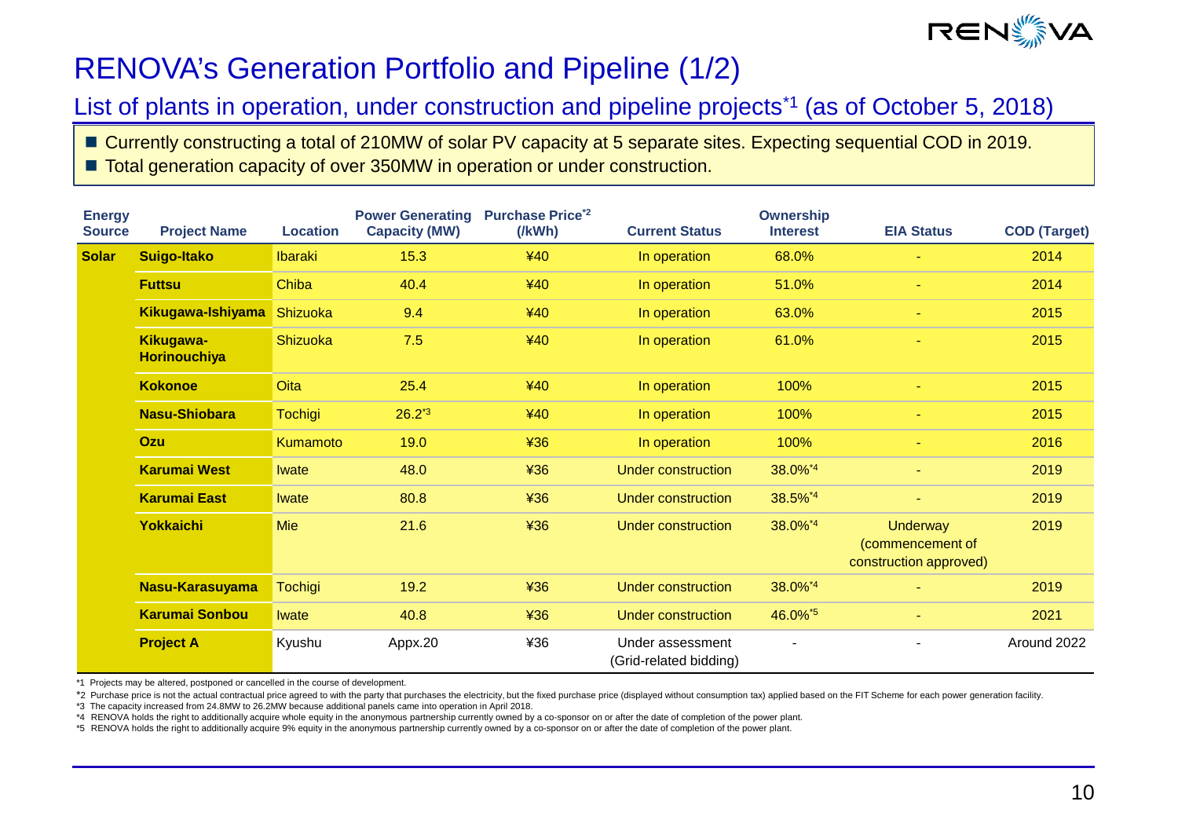# RENOVA's Generation Portfolio and Pipeline (1/2)

## List of plants in operation, under construction and pipeline projects[*1] (as of October 5, 2018)

- Currently constructing a total of 210MW of solar PV capacity at 5 separate sites. Expecting sequential COD in 2019.
- Total generation capacity of over 350MW in operation or under construction.

| Energy Source | Project Name | Location | Power Generating Capacity (MW) | Purchase Price[*2] (/kWh) | Current Status | Ownership Interest | EIA Status | COD (Target) |
|---|---|---|---|---|---|---|---|---|
| Solar | Suigo-Itako | Ibaraki | 15.3 | ¥40 | In operation | 68.0% | - | 2014 |
| | Futtsu | Chiba | 40.4 | ¥40 | In operation | 51.0% | - | 2014 |
| | Kikugawa-Ishiyama | Shizuoka | 9.4 | ¥40 | In operation | 63.0% | - | 2015 |
| | Kikugawa-Horinouchiya | Shizuoka | 7.5 | ¥40 | In operation | 61.0% | - | 2015 |
| | Kokonoe | Oita | 25.4 | ¥40 | In operation | 100% | - | 2015 |
| | Nasu-Shiobara | Tochigi | 26.2[*3] | ¥40 | In operation | 100% | - | 2015 |
| | Ozu | Kumamoto | 19.0 | ¥36 | In operation | 100% | - | 2016 |
| | Karumai West | Iwate | 48.0 | ¥36 | Under construction | 38.0%[*4] | - | 2019 |
| | Karumai East | Iwate | 80.8 | ¥36 | Under construction | 38.5%[*4] | - | 2019 |
| | Yokkaichi | Mie | 21.6 | ¥36 | Under construction | 38.0%[*4] | Underway (commencement of construction approved) | 2019 |
| | Nasu-Karasuyama | Tochigi | 19.2 | ¥36 | Under construction | 38.0%[*4] | - | 2019 |
| | Karumai Sonbou | Iwate | 40.8 | ¥36 | Under construction | 46.0%[*5] | - | 2021 |
| | Project A | Kyushu | Appx.20 | ¥36 | Under assessment (Grid-related bidding) | - | - | Around 2022 |

*1 Projects may be altered, postponed or cancelled in the course of development.

*2 Purchase price is not the actual contractual price agreed to with the party that purchases the electricity, but the fixed purchase price (displayed without consumption tax) applied based on the FIT Scheme for each power generation facility.

*3 The capacity increased from 24.8MW to 26.2MW because additional panels came into operation in April 2018.

*4 RENOVA holds the right to additionally acquire whole equity in the anonymous partnership currently owned by a co-sponsor on or after the date of completion of the power plant.

*5 RENOVA holds the right to additionally acquire 9% equity in the anonymous partnership currently owned by a co-sponsor on or after the date of completion of the power plant.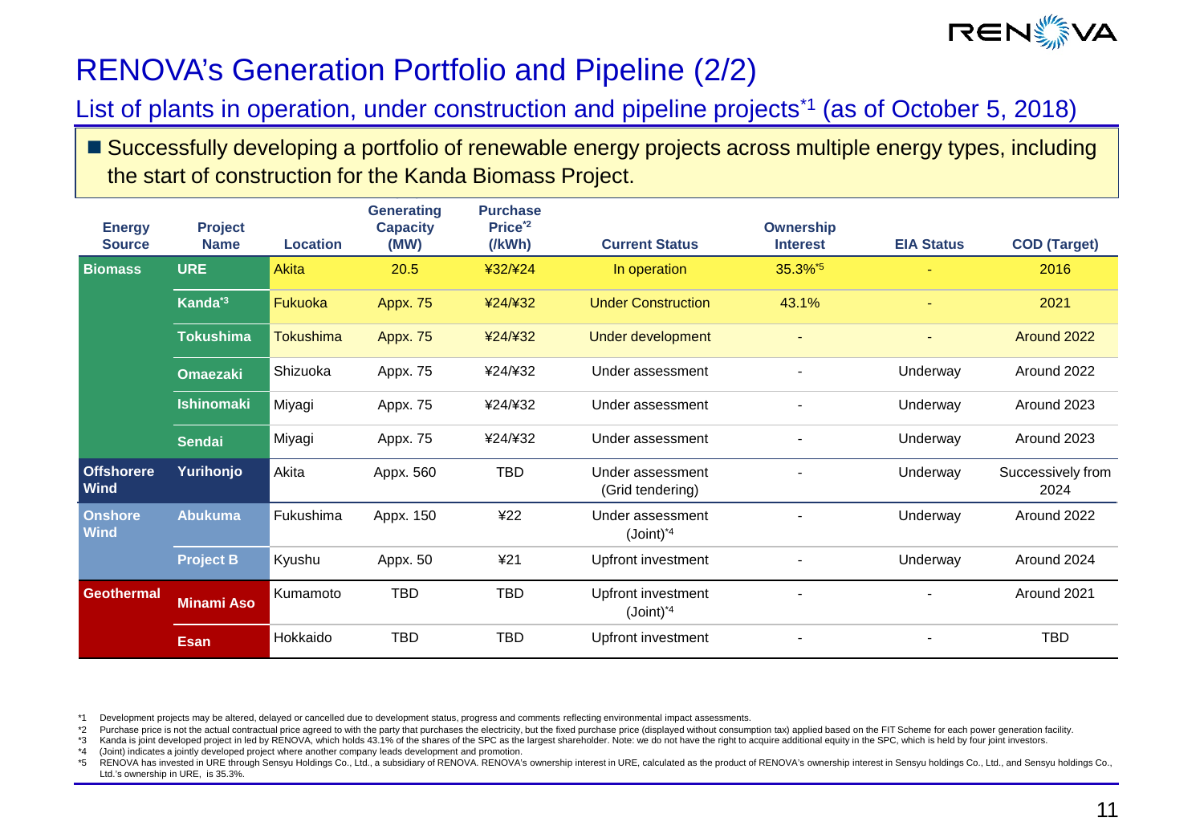# RENOVA's Generation Portfolio and Pipeline (2/2)

## List of plants in operation, under construction and pipeline projects[*1] (as of October 5, 2018)

- Successfully developing a portfolio of renewable energy projects across multiple energy types, including the start of construction for the Kanda Biomass Project.

| Energy Source | Project Name | Location | Generating Capacity (MW) | Purchase Price[*2] (/kWh) | Current Status | Ownership Interest | EIA Status | COD (Target) |
|---|---|---|---|---|---|---|---|---|
| Biomass | URE | Akita | 20.5 | ¥32/¥24 | In operation | 35.3%[*5] | - | 2016 |
| | Kanda[*3] | Fukuoka | Appx. 75 | ¥24/¥32 | Under Construction | 43.1% | - | 2021 |
| | Tokushima | Tokushima | Appx. 75 | ¥24/¥32 | Under development | - | - | Around 2022 |
| | Omaezaki | Shizuoka | Appx. 75 | ¥24/¥32 | Under assessment | - | Underway | Around 2022 |
| | Ishinomaki | Miyagi | Appx. 75 | ¥24/¥32 | Under assessment | - | Underway | Around 2023 |
| | Sendai | Miyagi | Appx. 75 | ¥24/¥32 | Under assessment | - | Underway | Around 2023 |
| Offshorere Wind | Yurihonjo | Akita | Appx. 560 | TBD | Under assessment (Grid tendering) | - | Underway | Successively from 2024 |
| Onshore Wind | Abukuma | Fukushima | Appx. 150 | ¥22 | Under assessment (Joint)[*4] | - | Underway | Around 2022 |
| | Project B | Kyushu | Appx. 50 | ¥21 | Upfront investment | - | Underway | Around 2024 |
| Geothermal | Minami Aso | Kumamoto | TBD | TBD | Upfront investment (Joint)[*4] | - | - | Around 2021 |
| | Esan | Hokkaido | TBD | TBD | Upfront investment | - | - | TBD |

*1 Development projects may be altered, delayed or cancelled due to development status, progress and comments reflecting environmental impact assessments.

*2 Purchase price is not the actual contractual price agreed to with the party that purchases the electricity, but the fixed purchase price (displayed without consumption tax) applied based on the FIT Scheme for each power generation facility.

*3 Kanda is joint developed project in led by RENOVA, which holds 43.1% of the shares of the SPC as the largest shareholder. Note: we do not have the right to acquire additional equity in the SPC, which is held by four joint investors.

*4 (Joint) indicates a jointly developed project where another company leads development and promotion.

*5 RENOVA has invested in URE through Sensyu Holdings Co., Ltd., a subsidiary of RENOVA. RENOVA's ownership interest in URE, calculated as the product of RENOVA's ownership interest in Sensyu holdings Co., Ltd., and Sensyu holdings Co., Ltd.'s ownership in URE, is 35.3%.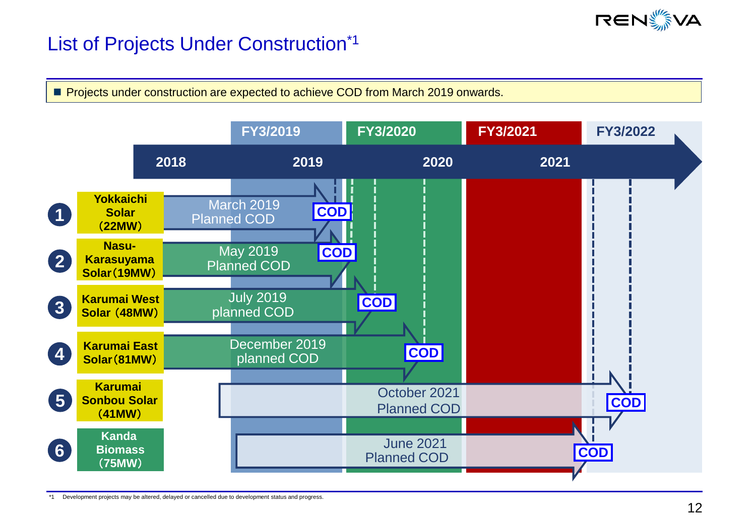# List of Projects Under Construction[*1]

■ Projects under construction are expected to achieve COD from March 2019 onwards.

| | | FY3/2019 | FY3/2020 | FY3/2021 | FY3/2022 |
|---|---|---|---|---|---|
| | 2018 | 2019 | 2020 | 2021 | |
| 1 | Yokkaichi Solar (22MW) | March 2019 Planned COD | | | |
| 2 | Nasu-Karasuyama Solar (19MW) | | May 2019 Planned COD | | |
| 3 | Karumai West Solar (48MW) | | July 2019 planned COD | | |
| 4 | Karumai East Solar (81MW) | | December 2019 planned COD | | |
| 5 | Karumai Sonbou Solar (41MW) | | | | October 2021 Planned COD |
| 6 | Kanda Biomass (75MW) | | | June 2021 Planned COD | |

*1 Development projects may be altered, delayed or cancelled due to development status and progress.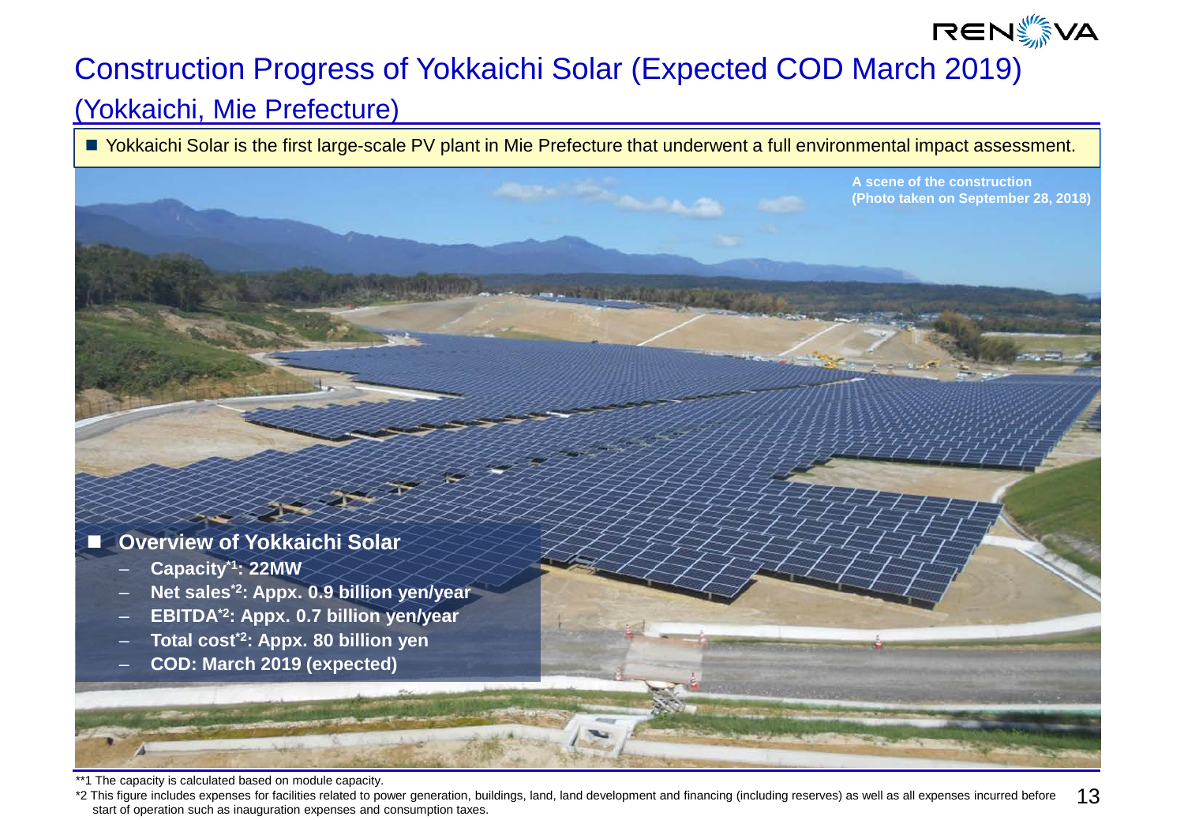# Construction Progress of Yokkaichi Solar (Expected COD March 2019)

## (Yokkaichi, Mie Prefecture)

- Yokkaichi Solar is the first large-scale PV plant in Mie Prefecture that underwent a full environmental impact assessment.

A scene of the construction
(Photo taken on September 28, 2018)

- **Overview of Yokkaichi Solar**
  - **Capacity[*1]: 22MW**
  - **Net sales[*2]: Appx. 0.9 billion yen/year**
  - **EBITDA[*2]: Appx. 0.7 billion yen/year**
  - **Total cost[*2]: Appx. 80 billion yen**
  - **COD: March 2019 (expected)**

**1 The capacity is calculated based on module capacity.

*2 This figure includes expenses for facilities related to power generation, buildings, land, land development and financing (including reserves) as well as all expenses incurred before start of operation such as inauguration expenses and consumption taxes.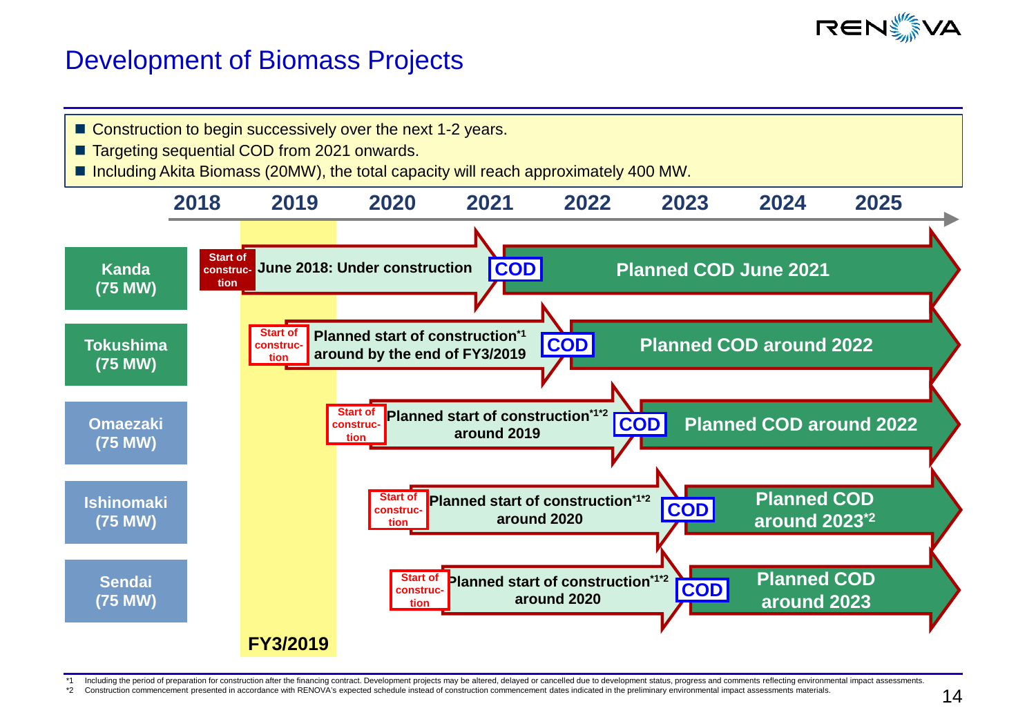# Development of Biomass Projects

- Construction to begin successively over the next 1-2 years.
- Targeting sequential COD from 2021 onwards.
- Including Akita Biomass (20MW), the total capacity will reach approximately 400 MW.

| Project | Start of construction | Construction phase | COD |
| --- | --- | --- | --- |
| Kanda (75 MW) | Start of construction | June 2018: Under construction | Planned COD June 2021 |
| Tokushima (75 MW) | Start of construction | Planned start of construction[*1] around by the end of FY3/2019 | Planned COD around 2022 |
| Omaezaki (75 MW) | Start of construction | Planned start of construction[*1*2] around 2019 | Planned COD around 2022 |
| Ishinomaki (75 MW) | Start of construction | Planned start of construction[*1*2] around 2020 | Planned COD around 2023[*2] |
| Sendai (75 MW) | Start of construction | Planned start of construction[*1*2] around 2020 | Planned COD around 2023 |

Timeline: 2018, 2019, 2020, 2021, 2022, 2023, 2024, 2025 (FY3/2019 highlighted)

*1 Including the period of preparation for construction after the financing contract. Development projects may be altered, delayed or cancelled due to development status, progress and comments reflecting environmental impact assessments.

*2 Construction commencement presented in accordance with RENOVA's expected schedule instead of construction commencement dates indicated in the preliminary environmental impact assessments materials.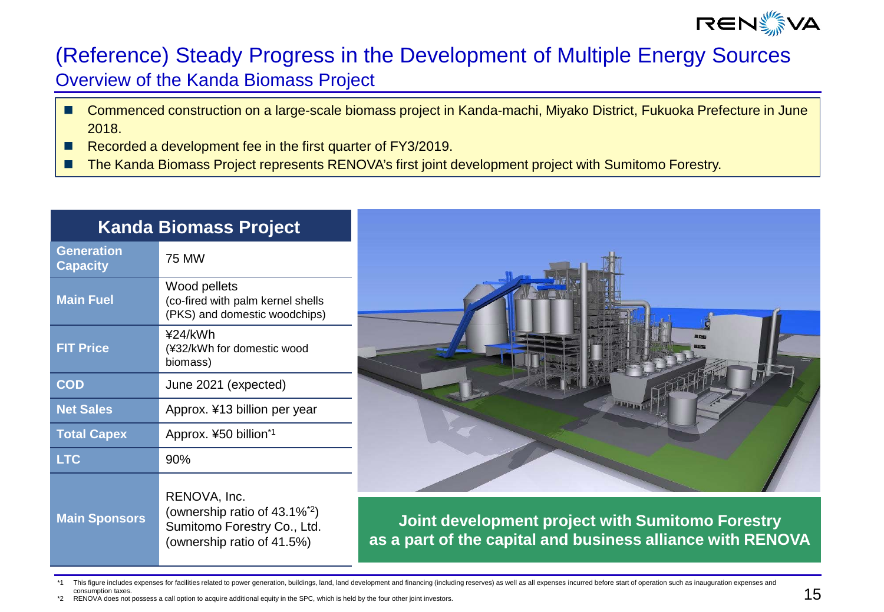# (Reference) Steady Progress in the Development of Multiple Energy Sources

## Overview of the Kanda Biomass Project

- Commenced construction on a large-scale biomass project in Kanda-machi, Miyako District, Fukuoka Prefecture in June 2018.
- Recorded a development fee in the first quarter of FY3/2019.
- The Kanda Biomass Project represents RENOVA's first joint development project with Sumitomo Forestry.

| Kanda Biomass Project | |
|---|---|
| **Generation Capacity** | 75 MW |
| **Main Fuel** | Wood pellets (co-fired with palm kernel shells (PKS) and domestic woodchips) |
| **FIT Price** | ¥24/kWh (¥32/kWh for domestic wood biomass) |
| **COD** | June 2021 (expected) |
| **Net Sales** | Approx. ¥13 billion per year |
| **Total Capex** | Approx. ¥50 billion[*1] |
| **LTC** | 90% |
| **Main Sponsors** | RENOVA, Inc. (ownership ratio of 43.1%[*2]) Sumitomo Forestry Co., Ltd. (ownership ratio of 41.5%) |

**Joint development project with Sumitomo Forestry as a part of the capital and business alliance with RENOVA**

*1 This figure includes expenses for facilities related to power generation, buildings, land, land development and financing (including reserves) as well as all expenses incurred before start of operation such as inauguration expenses and consumption taxes.

*2 RENOVA does not possess a call option to acquire additional equity in the SPC, which is held by the four other joint investors.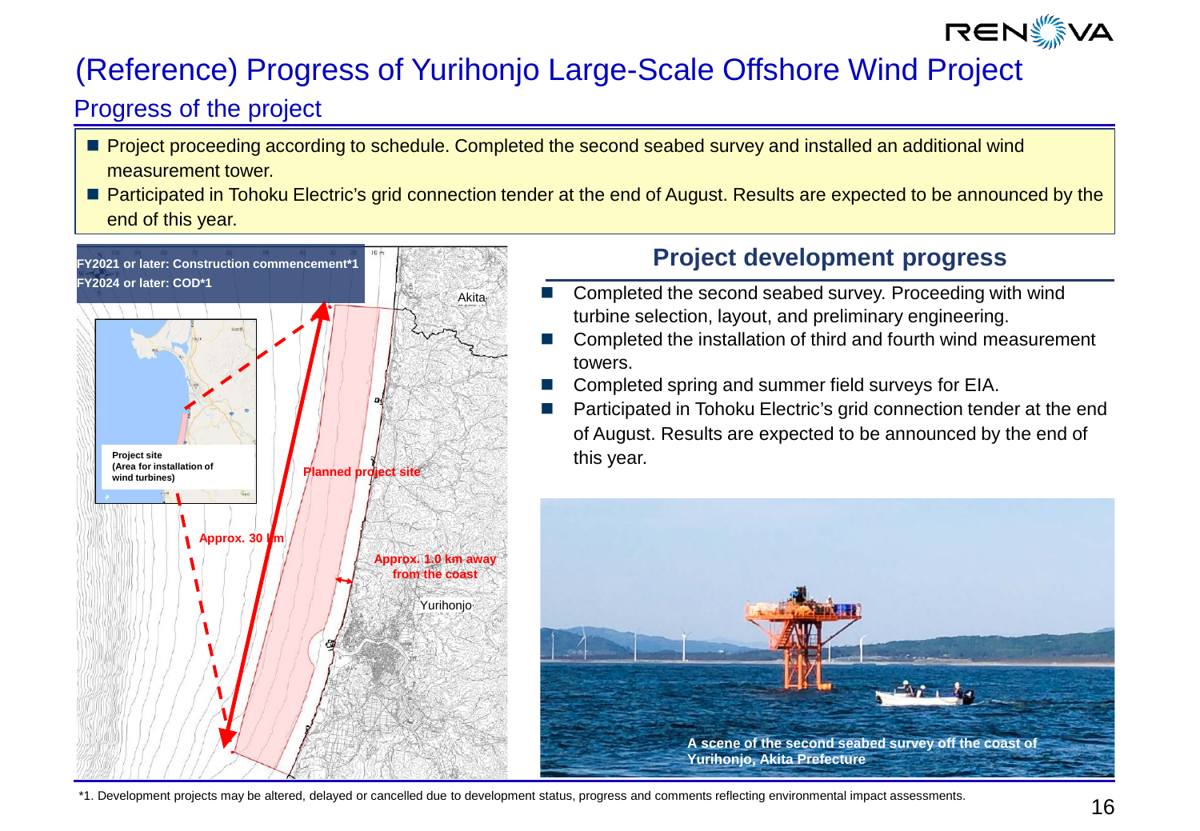# (Reference) Progress of Yurihonjo Large-Scale Offshore Wind Project

## Progress of the project

- Project proceeding according to schedule. Completed the second seabed survey and installed an additional wind measurement tower.
- Participated in Tohoku Electric's grid connection tender at the end of August. Results are expected to be announced by the end of this year.

FY2021 or later: Construction commencement*1
FY2024 or later: COD*1

Project site (Area for installation of wind turbines)

Planned project site

Approx. 30 km

Approx. 1.0 km away from the coast

Akita

Yurihonjo

### Project development progress

- Completed the second seabed survey. Proceeding with wind turbine selection, layout, and preliminary engineering.
- Completed the installation of third and fourth wind measurement towers.
- Completed spring and summer field surveys for EIA.
- Participated in Tohoku Electric's grid connection tender at the end of August. Results are expected to be announced by the end of this year.

A scene of the second seabed survey off the coast of Yurihonjo, Akita Prefecture

*1. Development projects may be altered, delayed or cancelled due to development status, progress and comments reflecting environmental impact assessments.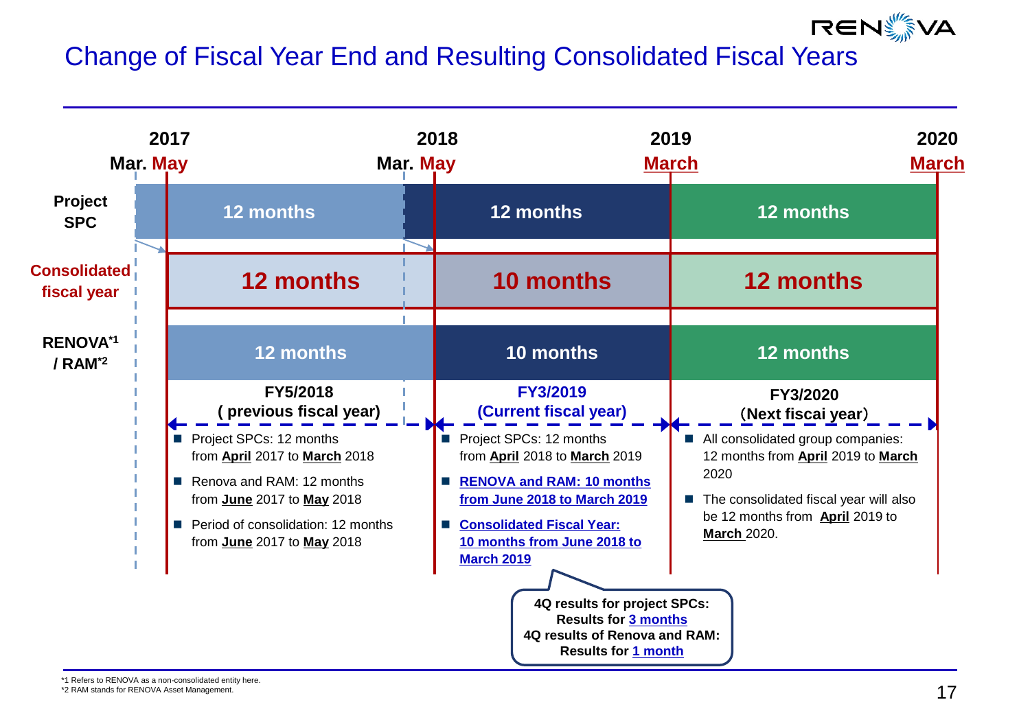# Change of Fiscal Year End and Resulting Consolidated Fiscal Years

| | 2017 Mar. May – 2018 Mar. May | 2018 Mar. May – 2019 March | 2019 March – 2020 March |
|---|---|---|---|
| Project SPC | 12 months | 12 months | 12 months |
| Consolidated fiscal year | 12 months | 10 months | 12 months |
| RENOVA[*1] / RAM[*2] | 12 months | 10 months | 12 months |

**FY5/2018 ( previous fiscal year)**

- Project SPCs: 12 months from **April** 2017 to **March** 2018
- Renova and RAM: 12 months from **June** 2017 to **May** 2018
- Period of consolidation: 12 months from **June** 2017 to **May** 2018

**FY3/2019 (Current fiscal year)**

- Project SPCs: 12 months from **April** 2018 to **March** 2019
- **RENOVA and RAM: 10 months from June 2018 to March 2019**
- **Consolidated Fiscal Year: 10 months from June 2018 to March 2019**

**FY3/2020 (Next fiscai year)**

- All consolidated group companies: 12 months from **April** 2019 to **March** 2020
- The consolidated fiscal year will also be 12 months from **April** 2019 to **March** 2020.

**4Q results for project SPCs: Results for 3 months**
**4Q results of Renova and RAM: Results for 1 month**

*1 Refers to RENOVA as a non-consolidated entity here.
*2 RAM stands for RENOVA Asset Management.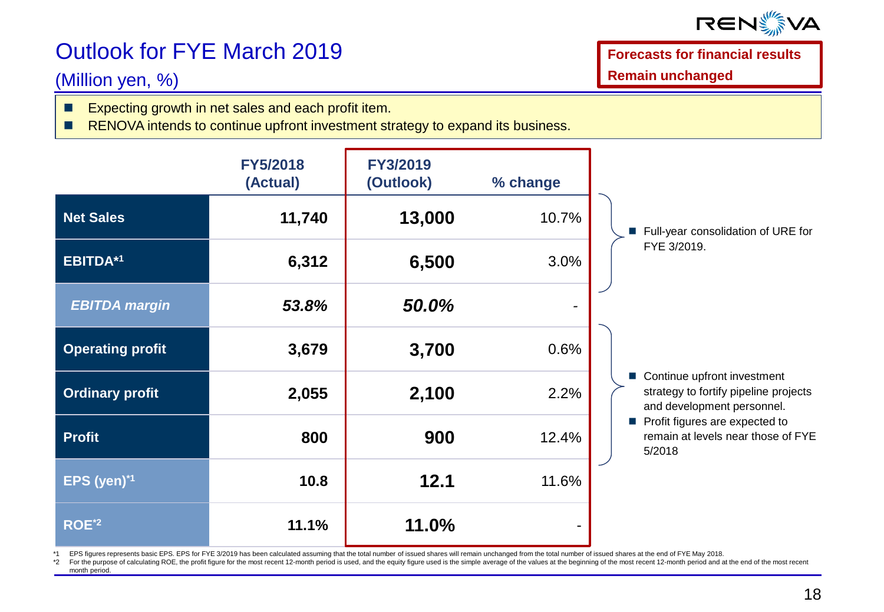# Outlook for FYE March 2019

(Million yen, %)

**Forecasts for financial results Remain unchanged**

- Expecting growth in net sales and each profit item.
- RENOVA intends to continue upfront investment strategy to expand its business.

| | FY5/2018 (Actual) | FY3/2019 (Outlook) | % change |
|---|---|---|---|
| **Net Sales** | **11,740** | **13,000** | 10.7% |
| **EBITDA*1** | **6,312** | **6,500** | 3.0% |
| ***EBITDA margin*** | ***53.8%*** | ***50.0%*** | - |
| **Operating profit** | **3,679** | **3,700** | 0.6% |
| **Ordinary profit** | **2,055** | **2,100** | 2.2% |
| **Profit** | **800** | **900** | 12.4% |
| **EPS (yen)*1** | **10.8** | **12.1** | 11.6% |
| **ROE*2** | **11.1%** | **11.0%** | - |

- Full-year consolidation of URE for FYE 3/2019.

- Continue upfront investment strategy to fortify pipeline projects and development personnel.
- Profit figures are expected to remain at levels near those of FYE 5/2018

*1 EPS figures represents basic EPS. EPS for FYE 3/2019 has been calculated assuming that the total number of issued shares will remain unchanged from the total number of issued shares at the end of FYE May 2018.
*2 For the purpose of calculating ROE, the profit figure for the most recent 12-month period is used, and the equity figure used is the simple average of the values at the beginning of the most recent 12-month period and at the end of the most recent month period.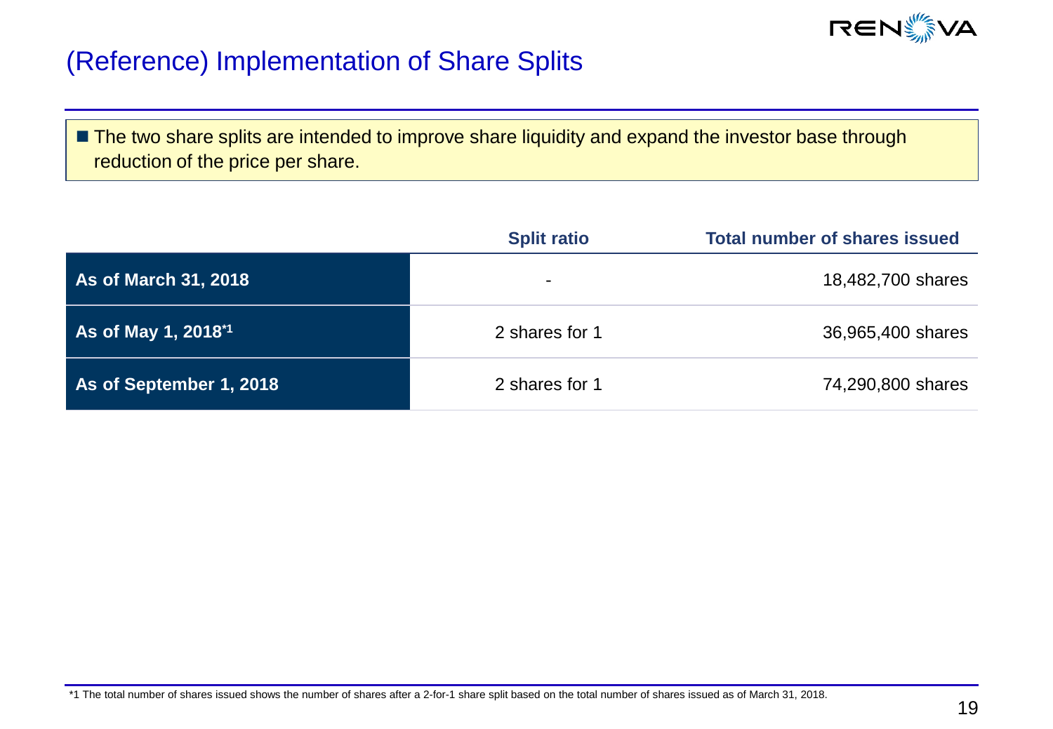# (Reference) Implementation of Share Splits

- The two share splits are intended to improve share liquidity and expand the investor base through reduction of the price per share.

| | Split ratio | Total number of shares issued |
|---|---|---|
| **As of March 31, 2018** | - | 18,482,700 shares |
| **As of May 1, 2018**[*1] | 2 shares for 1 | 36,965,400 shares |
| **As of September 1, 2018** | 2 shares for 1 | 74,290,800 shares |

*1 The total number of shares issued shows the number of shares after a 2-for-1 share split based on the total number of shares issued as of March 31, 2018.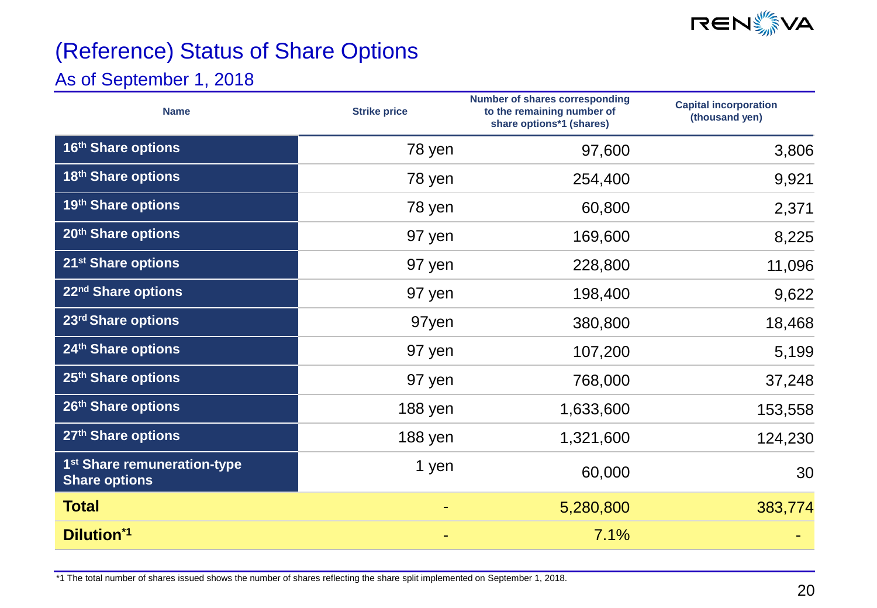# (Reference) Status of Share Options

## As of September 1, 2018

| Name | Strike price | Number of shares corresponding to the remaining number of share options*1 (shares) | Capital incorporation (thousand yen) |
|---|---|---|---|
| 16th Share options | 78 yen | 97,600 | 3,806 |
| 18th Share options | 78 yen | 254,400 | 9,921 |
| 19th Share options | 78 yen | 60,800 | 2,371 |
| 20th Share options | 97 yen | 169,600 | 8,225 |
| 21st Share options | 97 yen | 228,800 | 11,096 |
| 22nd Share options | 97 yen | 198,400 | 9,622 |
| 23rd Share options | 97yen | 380,800 | 18,468 |
| 24th Share options | 97 yen | 107,200 | 5,199 |
| 25th Share options | 97 yen | 768,000 | 37,248 |
| 26th Share options | 188 yen | 1,633,600 | 153,558 |
| 27th Share options | 188 yen | 1,321,600 | 124,230 |
| 1st Share remuneration-type Share options | 1 yen | 60,000 | 30 |
| **Total** | - | 5,280,800 | 383,774 |
| **Dilution*1** | - | 7.1% | - |

*1 The total number of shares issued shows the number of shares reflecting the share split implemented on September 1, 2018.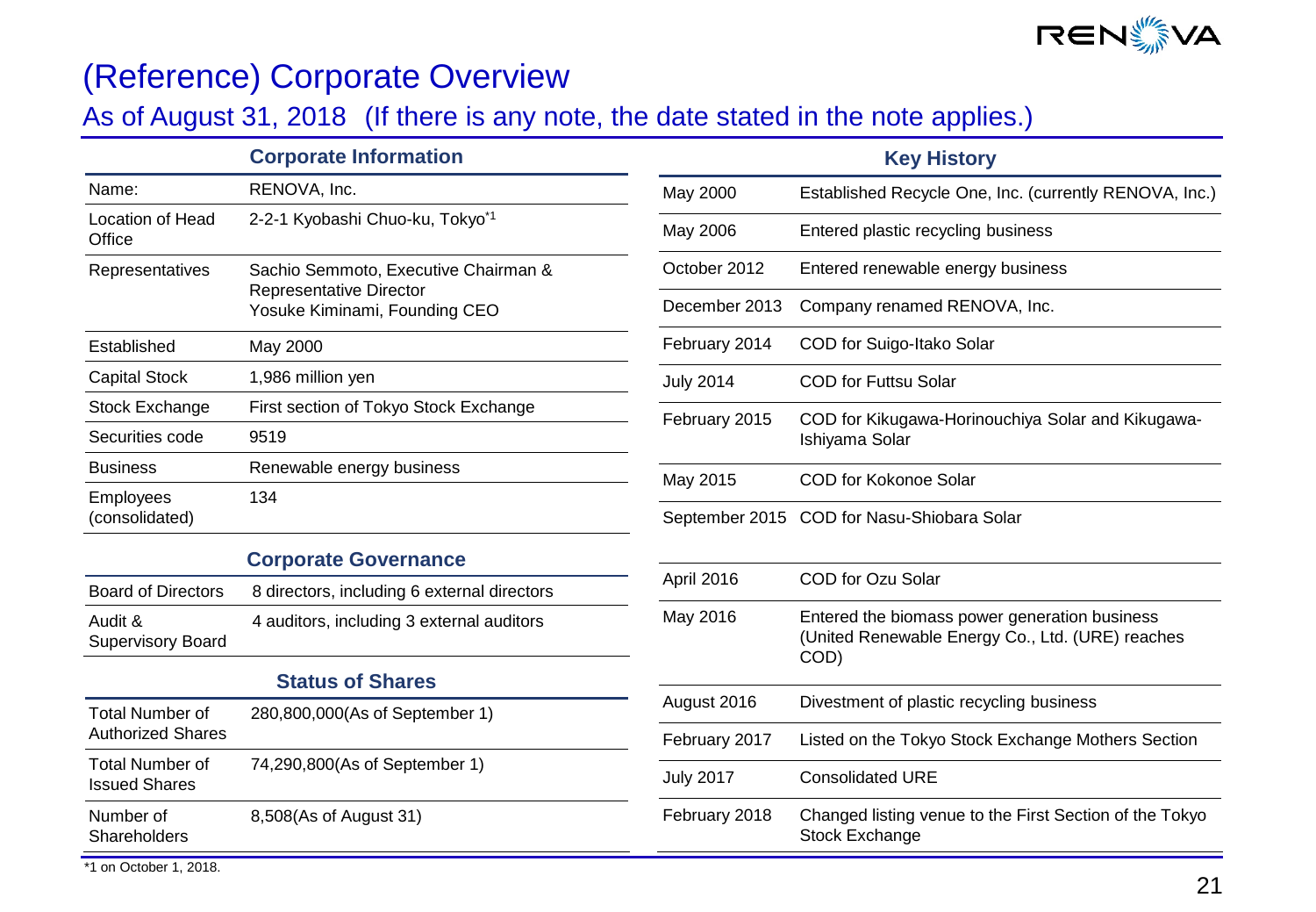# (Reference) Corporate Overview

## As of August 31, 2018 (If there is any note, the date stated in the note applies.)

### Corporate Information

| | |
|---|---|
| Name: | RENOVA, Inc. |
| Location of Head Office | 2-2-1 Kyobashi Chuo-ku, Tokyo*1 |
| Representatives | Sachio Semmoto, Executive Chairman & Representative Director<br>Yosuke Kiminami, Founding CEO |
| Established | May 2000 |
| Capital Stock | 1,986 million yen |
| Stock Exchange | First section of Tokyo Stock Exchange |
| Securities code | 9519 |
| Business | Renewable energy business |
| Employees (consolidated) | 134 |

### Corporate Governance

| | |
|---|---|
| Board of Directors | 8 directors, including 6 external directors |
| Audit & Supervisory Board | 4 auditors, including 3 external auditors |

### Status of Shares

| | |
|---|---|
| Total Number of Authorized Shares | 280,800,000(As of September 1) |
| Total Number of Issued Shares | 74,290,800(As of September 1) |
| Number of Shareholders | 8,508(As of August 31) |

### Key History

| | |
|---|---|
| May 2000 | Established Recycle One, Inc. (currently RENOVA, Inc.) |
| May 2006 | Entered plastic recycling business |
| October 2012 | Entered renewable energy business |
| December 2013 | Company renamed RENOVA, Inc. |
| February 2014 | COD for Suigo-Itako Solar |
| July 2014 | COD for Futtsu Solar |
| February 2015 | COD for Kikugawa-Horinouchiya Solar and Kikugawa-Ishiyama Solar |
| May 2015 | COD for Kokonoe Solar |
| September 2015 | COD for Nasu-Shiobara Solar |
| April 2016 | COD for Ozu Solar |
| May 2016 | Entered the biomass power generation business (United Renewable Energy Co., Ltd. (URE) reaches COD) |
| August 2016 | Divestment of plastic recycling business |
| February 2017 | Listed on the Tokyo Stock Exchange Mothers Section |
| July 2017 | Consolidated URE |
| February 2018 | Changed listing venue to the First Section of the Tokyo Stock Exchange |

*1 on October 1, 2018.